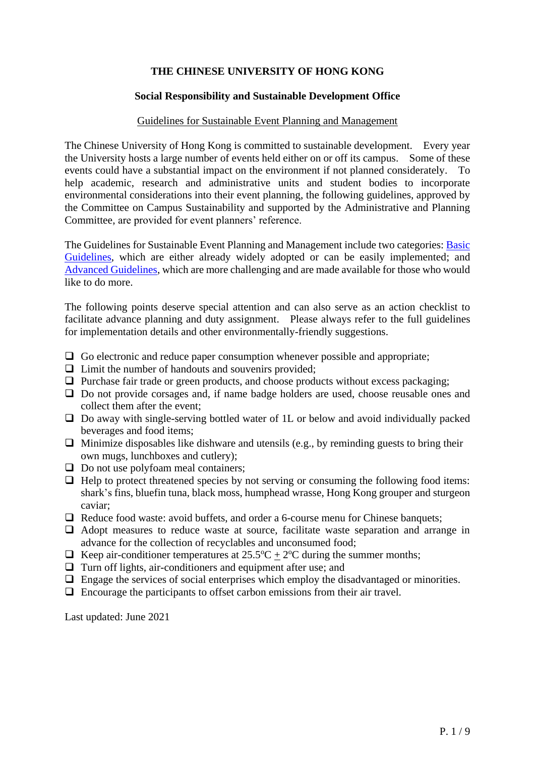**THE CHINESE UNIVERSITY OF HONG KONG**

**Social Responsibility and Sustainable Development Office**

Guidelines for Sustainable Event Planning and Management

The Chinese University of Hong Kong is committed to sustainable development. Every year the University hosts a large number of events held either on or off its campus. Some of these events could have a substantial impact on the environment if not planned considerately. To help academic, research and administrative units and student bodies to incorporate environmental considerations into their event planning, the following guidelines, approved by the Committee on Campus Sustainability and supported by the Administrative and Planning Committee, are provided for event planners' reference.

The Guidelines for Sustainable Event Planning and Management include two categories: Basic Guidelines, which are either already widely adopted or can be easily implemented; and Advanced Guidelines, which are more challenging and are made available for those who would like to do more.

The following points deserve special attention and can also serve as an action checklist to facilitate advance planning and duty assignment. Please always refer to the full guidelines for implementation details and other environmentally-friendly suggestions.

- [ ] Go electronic and reduce paper consumption whenever possible and appropriate;
- [ ] Limit the number of handouts and souvenirs provided;
- [ ] Purchase fair trade or green products, and choose products without excess packaging;
- [ ] Do not provide corsages and, if name badge holders are used, choose reusable ones and collect them after the event;
- [ ] Do away with single-serving bottled water of 1L or below and avoid individually packed beverages and food items;
- [ ] Minimize disposables like dishware and utensils (e.g., by reminding guests to bring their own mugs, lunchboxes and cutlery);
- [ ] Do not use polyfoam meal containers;
- [ ] Help to protect threatened species by not serving or consuming the following food items: shark's fins, bluefin tuna, black moss, humphead wrasse, Hong Kong grouper and sturgeon caviar;
- [ ] Reduce food waste: avoid buffets, and order a 6-course menu for Chinese banquets;
- [ ] Adopt measures to reduce waste at source, facilitate waste separation and arrange in advance for the collection of recyclables and unconsumed food;
- [ ] Keep air-conditioner temperatures at 25.5°C ± 2°C during the summer months;
- [ ] Turn off lights, air-conditioners and equipment after use; and
- [ ] Engage the services of social enterprises which employ the disadvantaged or minorities.
- [ ] Encourage the participants to offset carbon emissions from their air travel.

Last updated: June 2021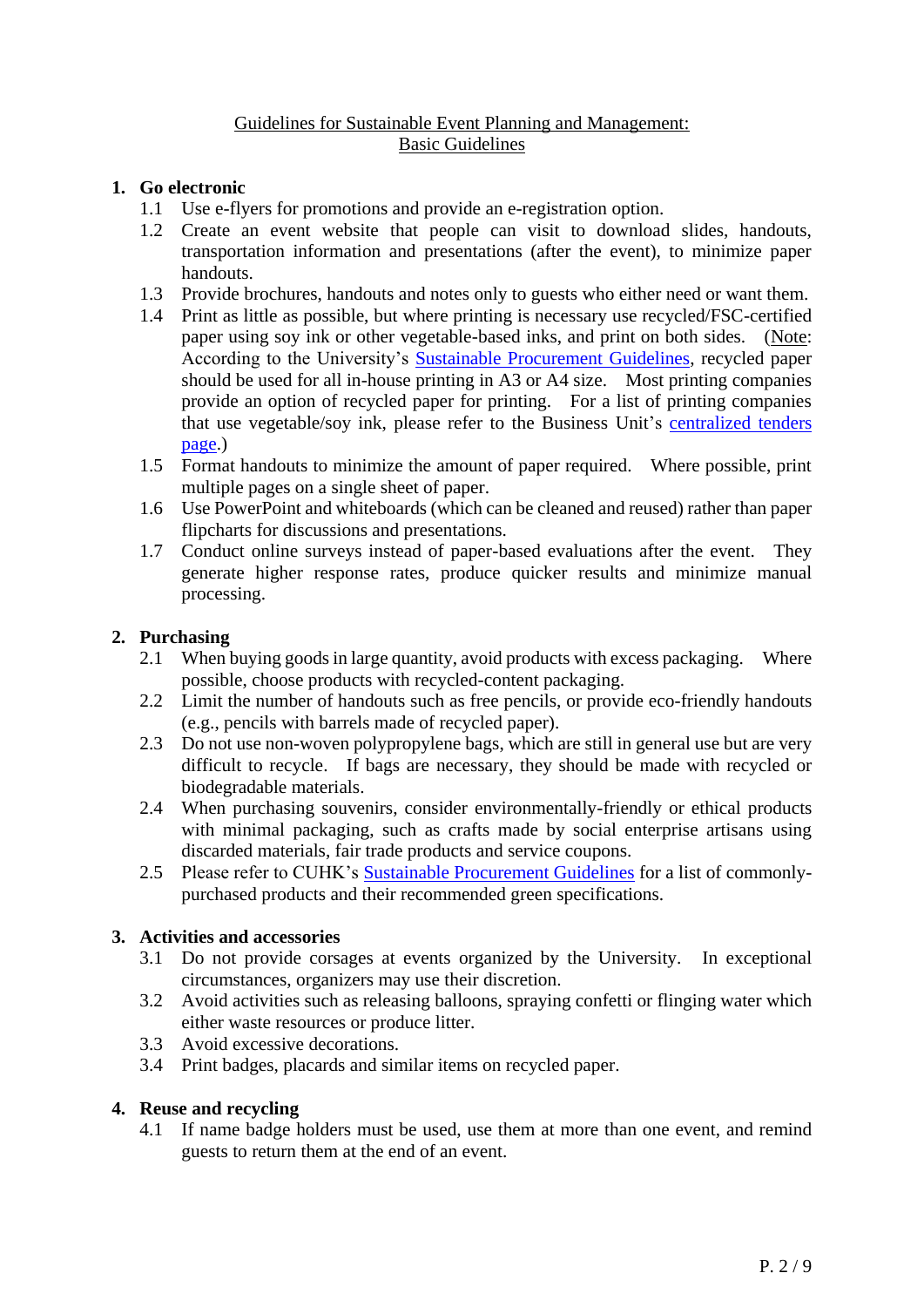# Guidelines for Sustainable Event Planning and Management: Basic Guidelines

## 1. Go electronic

1.1 Use e-flyers for promotions and provide an e-registration option.

1.2 Create an event website that people can visit to download slides, handouts, transportation information and presentations (after the event), to minimize paper handouts.

1.3 Provide brochures, handouts and notes only to guests who either need or want them.

1.4 Print as little as possible, but where printing is necessary use recycled/FSC-certified paper using soy ink or other vegetable-based inks, and print on both sides. (Note: According to the University's Sustainable Procurement Guidelines, recycled paper should be used for all in-house printing in A3 or A4 size. Most printing companies provide an option of recycled paper for printing. For a list of printing companies that use vegetable/soy ink, please refer to the Business Unit's centralized tenders page.)

1.5 Format handouts to minimize the amount of paper required. Where possible, print multiple pages on a single sheet of paper.

1.6 Use PowerPoint and whiteboards (which can be cleaned and reused) rather than paper flipcharts for discussions and presentations.

1.7 Conduct online surveys instead of paper-based evaluations after the event. They generate higher response rates, produce quicker results and minimize manual processing.

## 2. Purchasing

2.1 When buying goods in large quantity, avoid products with excess packaging. Where possible, choose products with recycled-content packaging.

2.2 Limit the number of handouts such as free pencils, or provide eco-friendly handouts (e.g., pencils with barrels made of recycled paper).

2.3 Do not use non-woven polypropylene bags, which are still in general use but are very difficult to recycle. If bags are necessary, they should be made with recycled or biodegradable materials.

2.4 When purchasing souvenirs, consider environmentally-friendly or ethical products with minimal packaging, such as crafts made by social enterprise artisans using discarded materials, fair trade products and service coupons.

2.5 Please refer to CUHK's Sustainable Procurement Guidelines for a list of commonly-purchased products and their recommended green specifications.

## 3. Activities and accessories

3.1 Do not provide corsages at events organized by the University. In exceptional circumstances, organizers may use their discretion.

3.2 Avoid activities such as releasing balloons, spraying confetti or flinging water which either waste resources or produce litter.

3.3 Avoid excessive decorations.

3.4 Print badges, placards and similar items on recycled paper.

## 4. Reuse and recycling

4.1 If name badge holders must be used, use them at more than one event, and remind guests to return them at the end of an event.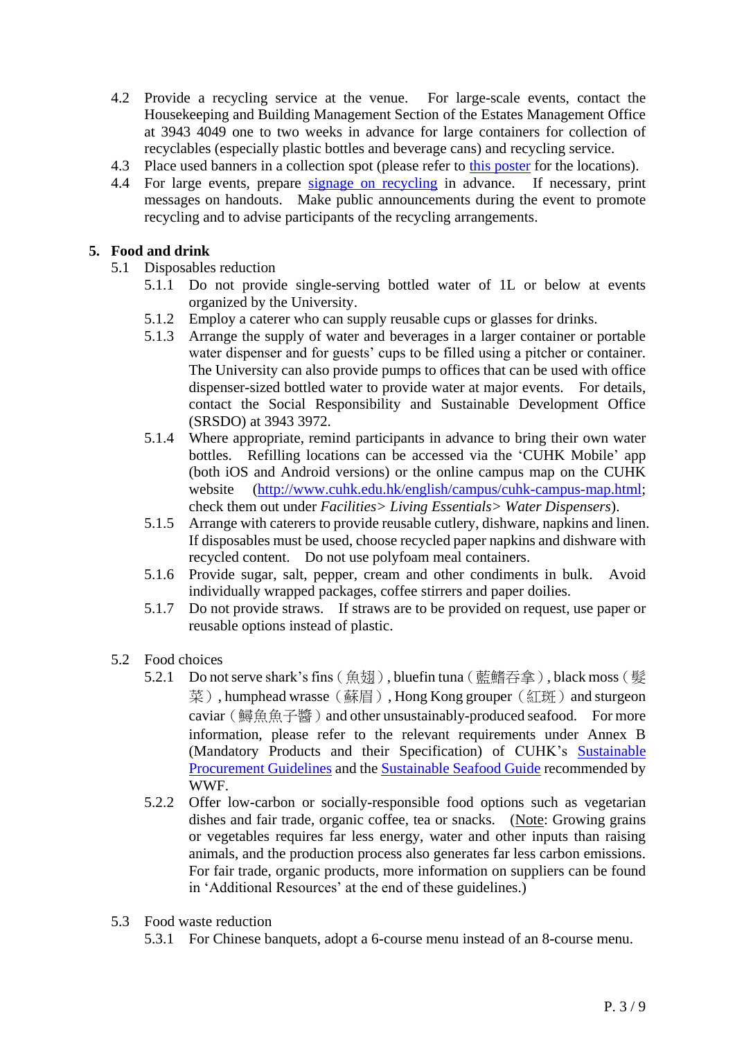4.2 Provide a recycling service at the venue. For large-scale events, contact the Housekeeping and Building Management Section of the Estates Management Office at 3943 4049 one to two weeks in advance for large containers for collection of recyclables (especially plastic bottles and beverage cans) and recycling service.

4.3 Place used banners in a collection spot (please refer to this poster for the locations).

4.4 For large events, prepare signage on recycling in advance. If necessary, print messages on handouts. Make public announcements during the event to promote recycling and to advise participants of the recycling arrangements.

## 5. Food and drink

5.1 Disposables reduction

5.1.1 Do not provide single-serving bottled water of 1L or below at events organized by the University.

5.1.2 Employ a caterer who can supply reusable cups or glasses for drinks.

5.1.3 Arrange the supply of water and beverages in a larger container or portable water dispenser and for guests' cups to be filled using a pitcher or container. The University can also provide pumps to offices that can be used with office dispenser-sized bottled water to provide water at major events. For details, contact the Social Responsibility and Sustainable Development Office (SRSDO) at 3943 3972.

5.1.4 Where appropriate, remind participants in advance to bring their own water bottles. Refilling locations can be accessed via the 'CUHK Mobile' app (both iOS and Android versions) or the online campus map on the CUHK website (http://www.cuhk.edu.hk/english/campus/cuhk-campus-map.html; check them out under *Facilities> Living Essentials> Water Dispensers*).

5.1.5 Arrange with caterers to provide reusable cutlery, dishware, napkins and linen. If disposables must be used, choose recycled paper napkins and dishware with recycled content. Do not use polyfoam meal containers.

5.1.6 Provide sugar, salt, pepper, cream and other condiments in bulk. Avoid individually wrapped packages, coffee stirrers and paper doilies.

5.1.7 Do not provide straws. If straws are to be provided on request, use paper or reusable options instead of plastic.

5.2 Food choices

5.2.1 Do not serve shark's fins（魚翅）, bluefin tuna（藍鰭吞拿）, black moss（髮菜）, humphead wrasse（蘇眉）, Hong Kong grouper（紅斑）and sturgeon caviar（鱘魚魚子醬）and other unsustainably-produced seafood. For more information, please refer to the relevant requirements under Annex B (Mandatory Products and their Specification) of CUHK's Sustainable Procurement Guidelines and the Sustainable Seafood Guide recommended by WWF.

5.2.2 Offer low-carbon or socially-responsible food options such as vegetarian dishes and fair trade, organic coffee, tea or snacks. (Note: Growing grains or vegetables requires far less energy, water and other inputs than raising animals, and the production process also generates far less carbon emissions. For fair trade, organic products, more information on suppliers can be found in 'Additional Resources' at the end of these guidelines.)

5.3 Food waste reduction

5.3.1 For Chinese banquets, adopt a 6-course menu instead of an 8-course menu.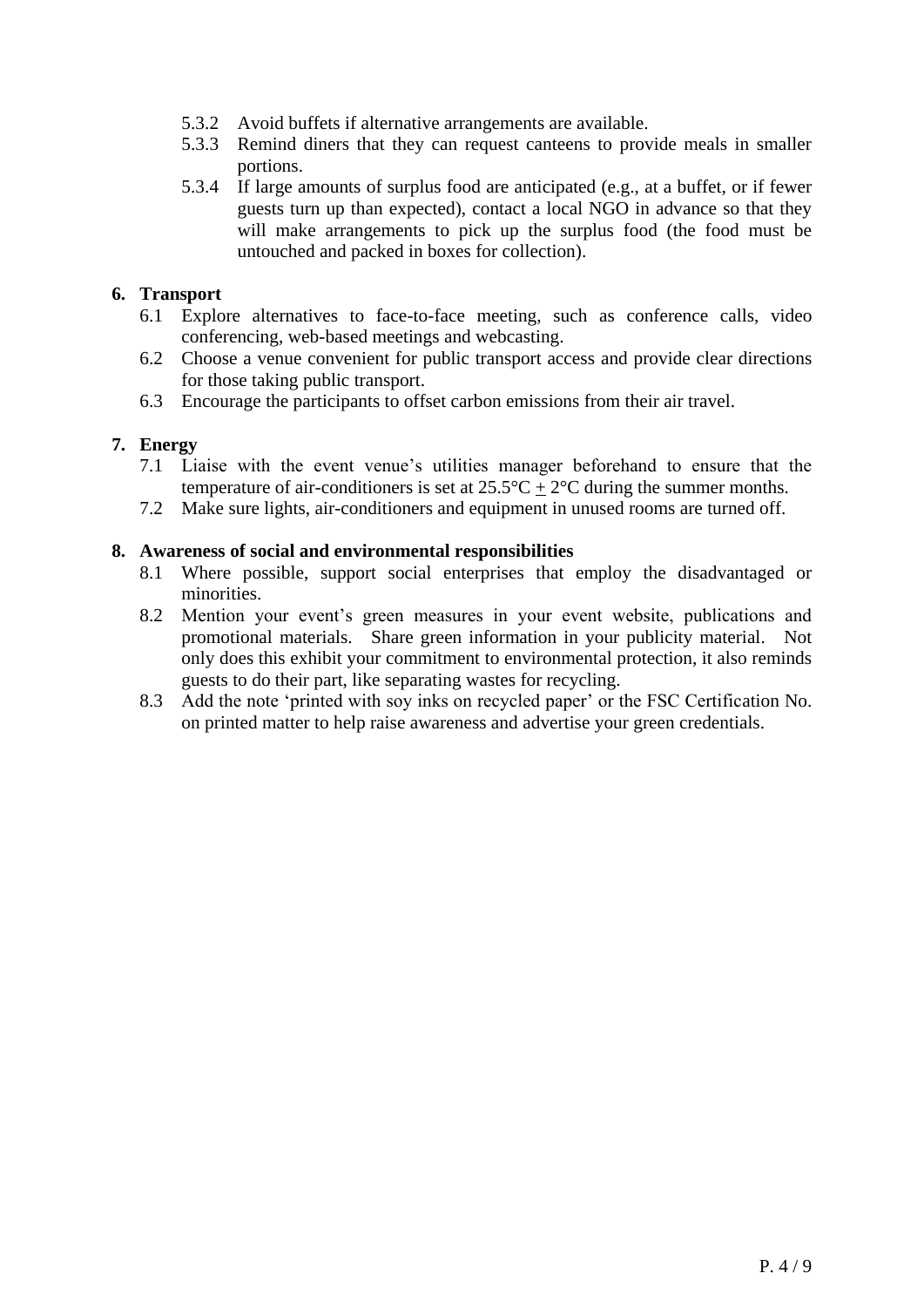5.3.2 Avoid buffets if alternative arrangements are available.

5.3.3 Remind diners that they can request canteens to provide meals in smaller portions.

5.3.4 If large amounts of surplus food are anticipated (e.g., at a buffet, or if fewer guests turn up than expected), contact a local NGO in advance so that they will make arrangements to pick up the surplus food (the food must be untouched and packed in boxes for collection).

**6. Transport**

6.1 Explore alternatives to face-to-face meeting, such as conference calls, video conferencing, web-based meetings and webcasting.

6.2 Choose a venue convenient for public transport access and provide clear directions for those taking public transport.

6.3 Encourage the participants to offset carbon emissions from their air travel.

**7. Energy**

7.1 Liaise with the event venue's utilities manager beforehand to ensure that the temperature of air-conditioners is set at 25.5°C $\pm$ 2°C during the summer months.

7.2 Make sure lights, air-conditioners and equipment in unused rooms are turned off.

**8. Awareness of social and environmental responsibilities**

8.1 Where possible, support social enterprises that employ the disadvantaged or minorities.

8.2 Mention your event's green measures in your event website, publications and promotional materials. Share green information in your publicity material. Not only does this exhibit your commitment to environmental protection, it also reminds guests to do their part, like separating wastes for recycling.

8.3 Add the note 'printed with soy inks on recycled paper' or the FSC Certification No. on printed matter to help raise awareness and advertise your green credentials.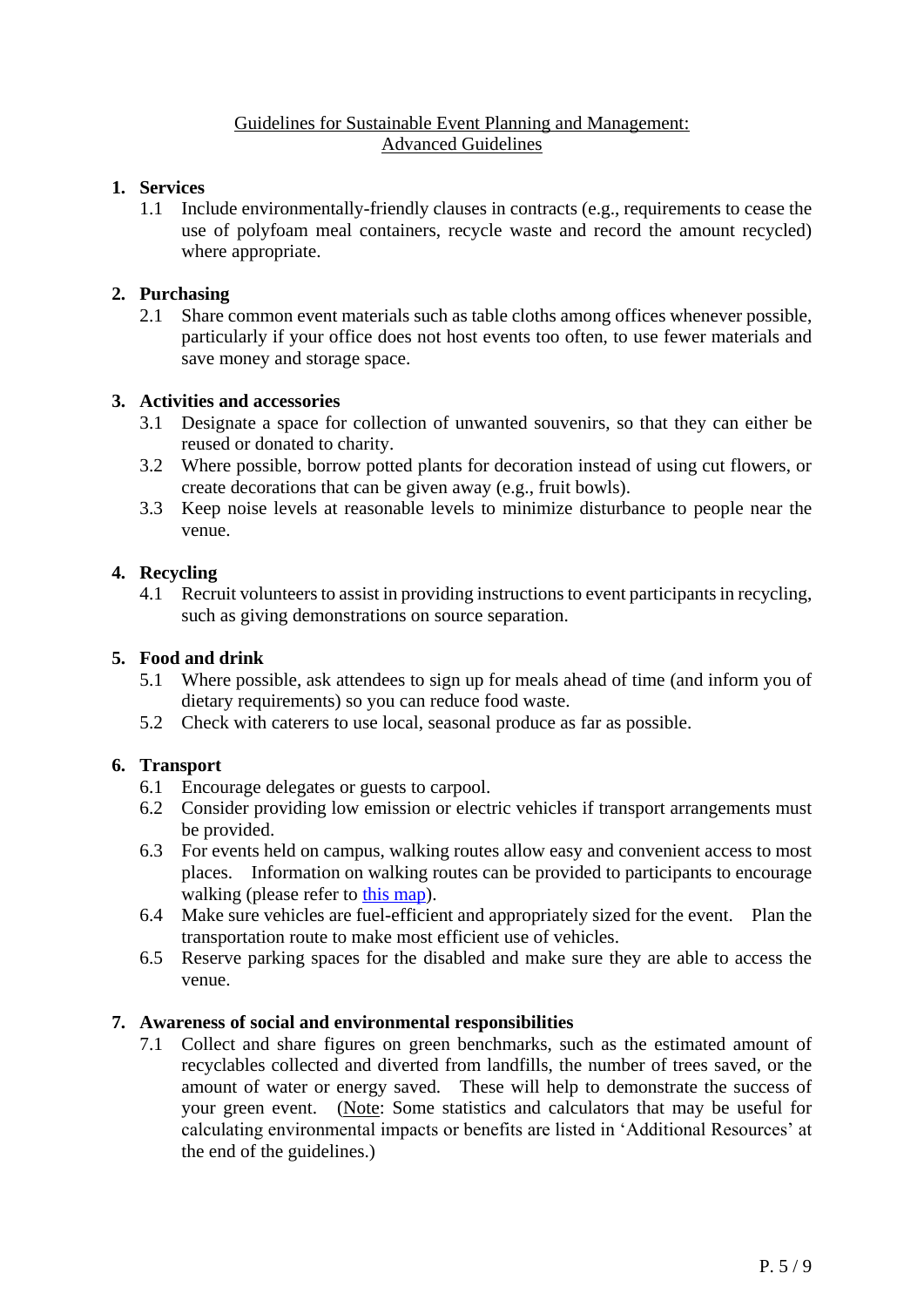# Guidelines for Sustainable Event Planning and Management: Advanced Guidelines

## 1. Services

1.1 Include environmentally-friendly clauses in contracts (e.g., requirements to cease the use of polyfoam meal containers, recycle waste and record the amount recycled) where appropriate.

## 2. Purchasing

2.1 Share common event materials such as table cloths among offices whenever possible, particularly if your office does not host events too often, to use fewer materials and save money and storage space.

## 3. Activities and accessories

3.1 Designate a space for collection of unwanted souvenirs, so that they can either be reused or donated to charity.

3.2 Where possible, borrow potted plants for decoration instead of using cut flowers, or create decorations that can be given away (e.g., fruit bowls).

3.3 Keep noise levels at reasonable levels to minimize disturbance to people near the venue.

## 4. Recycling

4.1 Recruit volunteers to assist in providing instructions to event participants in recycling, such as giving demonstrations on source separation.

## 5. Food and drink

5.1 Where possible, ask attendees to sign up for meals ahead of time (and inform you of dietary requirements) so you can reduce food waste.

5.2 Check with caterers to use local, seasonal produce as far as possible.

## 6. Transport

6.1 Encourage delegates or guests to carpool.

6.2 Consider providing low emission or electric vehicles if transport arrangements must be provided.

6.3 For events held on campus, walking routes allow easy and convenient access to most places. Information on walking routes can be provided to participants to encourage walking (please refer to this map).

6.4 Make sure vehicles are fuel-efficient and appropriately sized for the event. Plan the transportation route to make most efficient use of vehicles.

6.5 Reserve parking spaces for the disabled and make sure they are able to access the venue.

## 7. Awareness of social and environmental responsibilities

7.1 Collect and share figures on green benchmarks, such as the estimated amount of recyclables collected and diverted from landfills, the number of trees saved, or the amount of water or energy saved. These will help to demonstrate the success of your green event. (Note: Some statistics and calculators that may be useful for calculating environmental impacts or benefits are listed in 'Additional Resources' at the end of the guidelines.)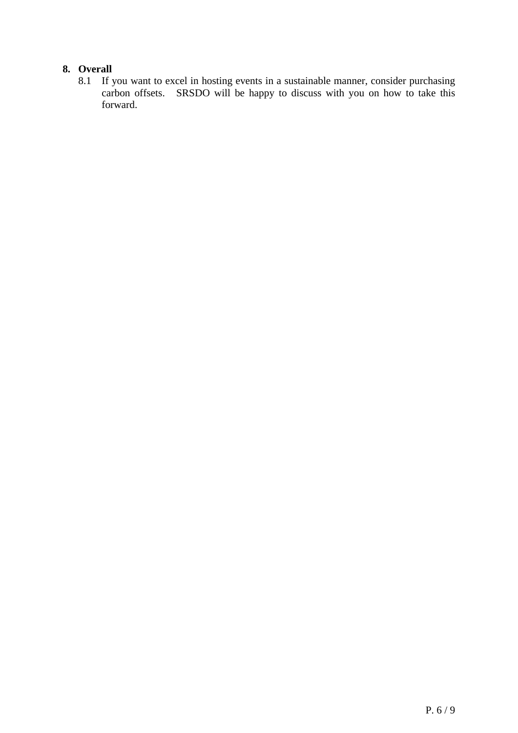## 8. Overall

8.1 If you want to excel in hosting events in a sustainable manner, consider purchasing carbon offsets. SRSDO will be happy to discuss with you on how to take this forward.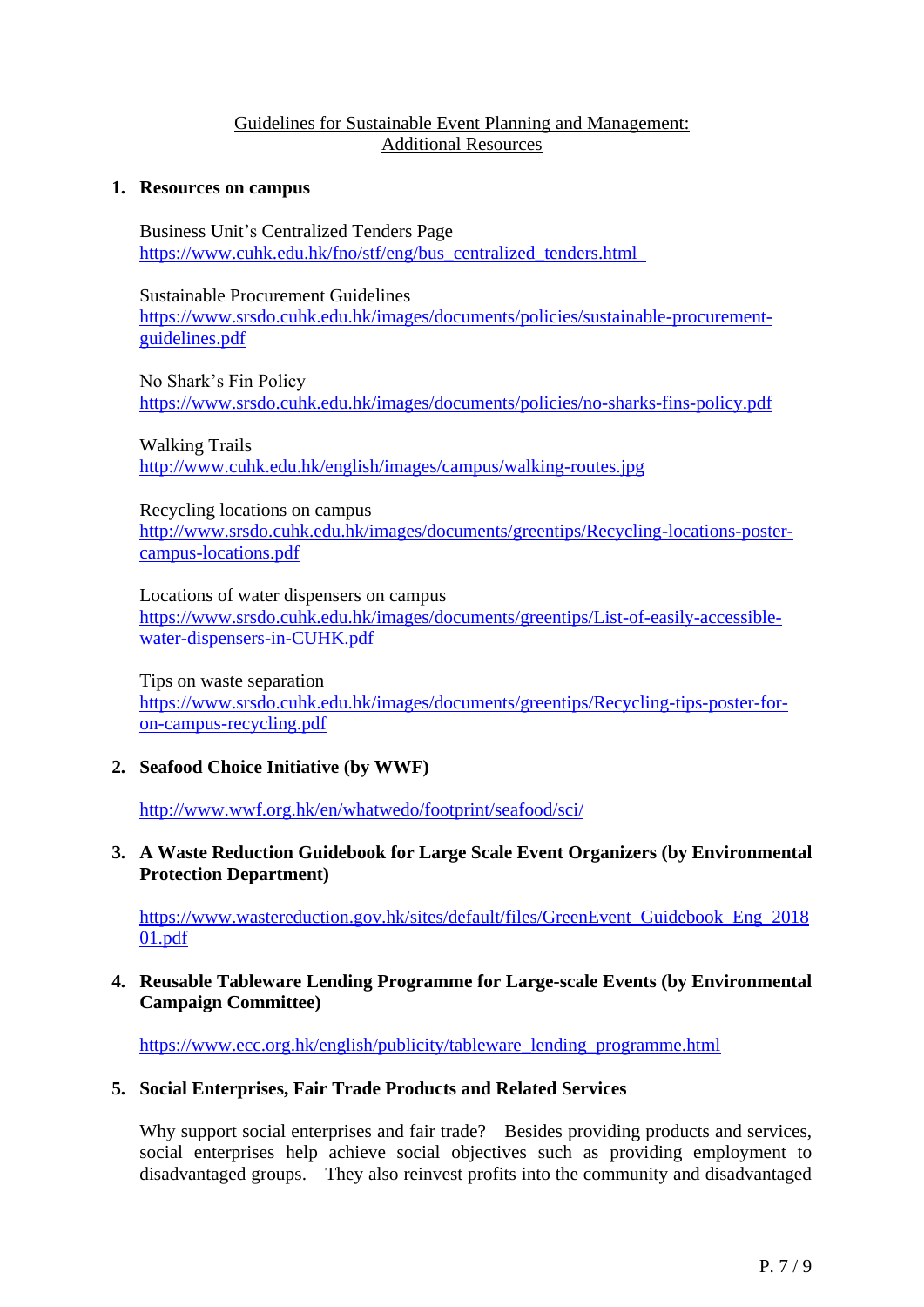Guidelines for Sustainable Event Planning and Management:
Additional Resources

## 1. Resources on campus

Business Unit's Centralized Tenders Page
https://www.cuhk.edu.hk/fno/stf/eng/bus_centralized_tenders.html

Sustainable Procurement Guidelines
https://www.srsdo.cuhk.edu.hk/images/documents/policies/sustainable-procurement-guidelines.pdf

No Shark's Fin Policy
https://www.srsdo.cuhk.edu.hk/images/documents/policies/no-sharks-fins-policy.pdf

Walking Trails
http://www.cuhk.edu.hk/english/images/campus/walking-routes.jpg

Recycling locations on campus
http://www.srsdo.cuhk.edu.hk/images/documents/greentips/Recycling-locations-poster-campus-locations.pdf

Locations of water dispensers on campus
https://www.srsdo.cuhk.edu.hk/images/documents/greentips/List-of-easily-accessible-water-dispensers-in-CUHK.pdf

Tips on waste separation
https://www.srsdo.cuhk.edu.hk/images/documents/greentips/Recycling-tips-poster-for-on-campus-recycling.pdf

## 2. Seafood Choice Initiative (by WWF)

http://www.wwf.org.hk/en/whatwedo/footprint/seafood/sci/

## 3. A Waste Reduction Guidebook for Large Scale Event Organizers (by Environmental Protection Department)

https://www.wastereduction.gov.hk/sites/default/files/GreenEvent_Guidebook_Eng_201801.pdf

## 4. Reusable Tableware Lending Programme for Large-scale Events (by Environmental Campaign Committee)

https://www.ecc.org.hk/english/publicity/tableware_lending_programme.html

## 5. Social Enterprises, Fair Trade Products and Related Services

Why support social enterprises and fair trade? Besides providing products and services, social enterprises help achieve social objectives such as providing employment to disadvantaged groups. They also reinvest profits into the community and disadvantaged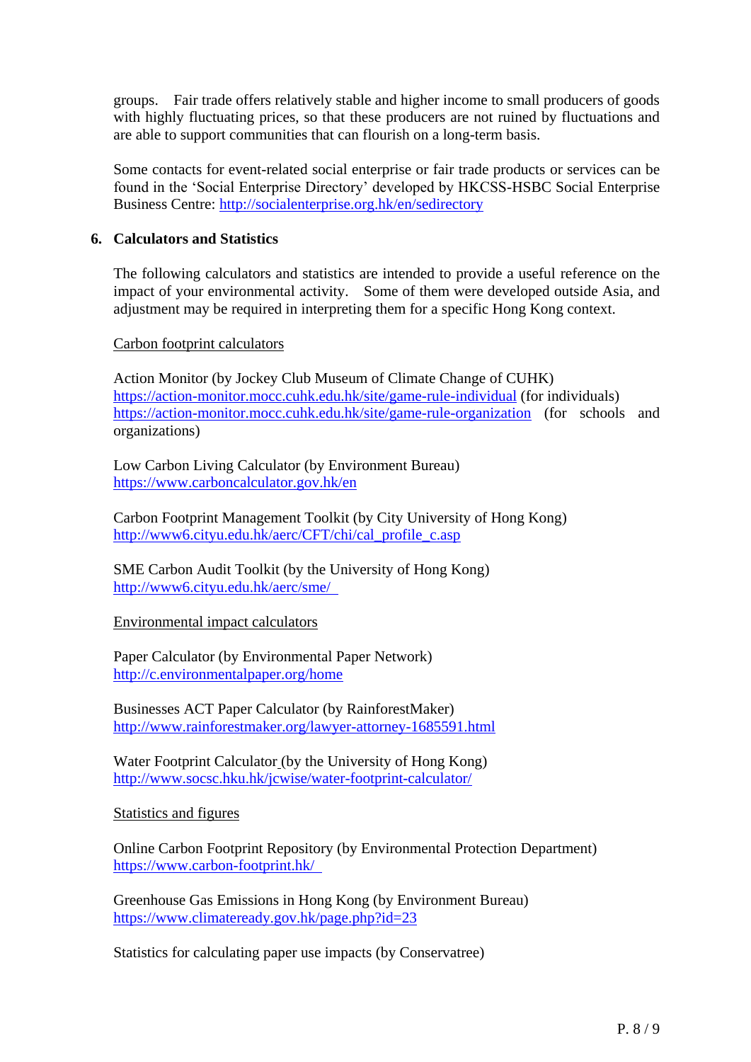groups. Fair trade offers relatively stable and higher income to small producers of goods with highly fluctuating prices, so that these producers are not ruined by fluctuations and are able to support communities that can flourish on a long-term basis.

Some contacts for event-related social enterprise or fair trade products or services can be found in the 'Social Enterprise Directory' developed by HKCSS-HSBC Social Enterprise Business Centre: http://socialenterprise.org.hk/en/sedirectory

## 6. Calculators and Statistics

The following calculators and statistics are intended to provide a useful reference on the impact of your environmental activity. Some of them were developed outside Asia, and adjustment may be required in interpreting them for a specific Hong Kong context.

Carbon footprint calculators

Action Monitor (by Jockey Club Museum of Climate Change of CUHK)
https://action-monitor.mocc.cuhk.edu.hk/site/game-rule-individual (for individuals)
https://action-monitor.mocc.cuhk.edu.hk/site/game-rule-organization (for schools and organizations)

Low Carbon Living Calculator (by Environment Bureau)
https://www.carboncalculator.gov.hk/en

Carbon Footprint Management Toolkit (by City University of Hong Kong)
http://www6.cityu.edu.hk/aerc/CFT/chi/cal_profile_c.asp

SME Carbon Audit Toolkit (by the University of Hong Kong)
http://www6.cityu.edu.hk/aerc/sme/

Environmental impact calculators

Paper Calculator (by Environmental Paper Network)
http://c.environmentalpaper.org/home

Businesses ACT Paper Calculator (by RainforestMaker)
http://www.rainforestmaker.org/lawyer-attorney-1685591.html

Water Footprint Calculator (by the University of Hong Kong)
http://www.socsc.hku.hk/jcwise/water-footprint-calculator/

Statistics and figures

Online Carbon Footprint Repository (by Environmental Protection Department)
https://www.carbon-footprint.hk/

Greenhouse Gas Emissions in Hong Kong (by Environment Bureau)
https://www.climateready.gov.hk/page.php?id=23

Statistics for calculating paper use impacts (by Conservatree)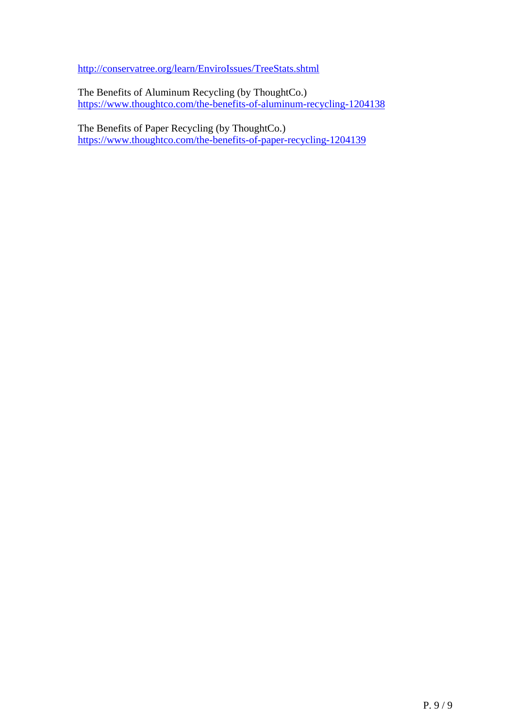http://conservatree.org/learn/EnviroIssues/TreeStats.shtml

The Benefits of Aluminum Recycling (by ThoughtCo.)
https://www.thoughtco.com/the-benefits-of-aluminum-recycling-1204138

The Benefits of Paper Recycling (by ThoughtCo.)
https://www.thoughtco.com/the-benefits-of-paper-recycling-1204139